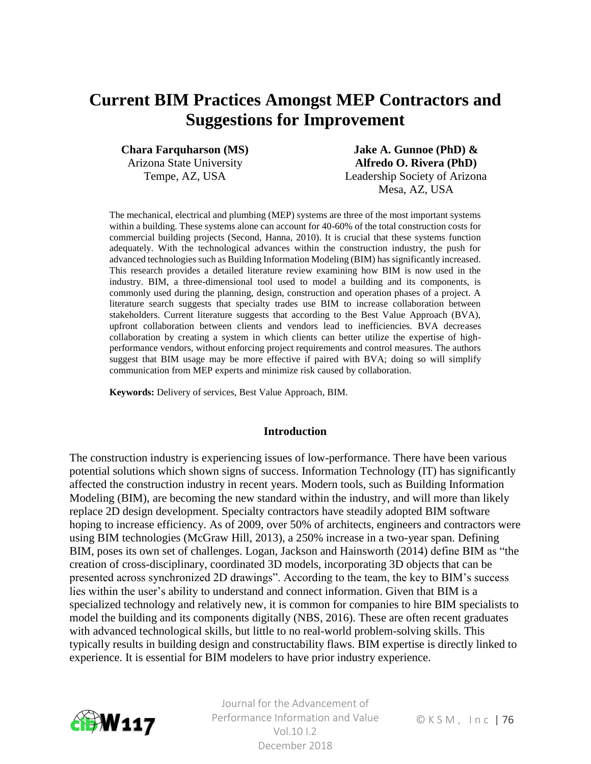# Current BIM Practices Amongst MEP Contractors and Suggestions for Improvement

**Chara Farquharson (MS)**
Arizona State University
Tempe, AZ, USA

**Jake A. Gunnoe (PhD) & Alfredo O. Rivera (PhD)**
Leadership Society of Arizona
Mesa, AZ, USA

The mechanical, electrical and plumbing (MEP) systems are three of the most important systems within a building. These systems alone can account for 40-60% of the total construction costs for commercial building projects (Second, Hanna, 2010). It is crucial that these systems function adequately. With the technological advances within the construction industry, the push for advanced technologies such as Building Information Modeling (BIM) has significantly increased. This research provides a detailed literature review examining how BIM is now used in the industry. BIM, a three-dimensional tool used to model a building and its components, is commonly used during the planning, design, construction and operation phases of a project. A literature search suggests that specialty trades use BIM to increase collaboration between stakeholders. Current literature suggests that according to the Best Value Approach (BVA), upfront collaboration between clients and vendors lead to inefficiencies. BVA decreases collaboration by creating a system in which clients can better utilize the expertise of high-performance vendors, without enforcing project requirements and control measures. The authors suggest that BIM usage may be more effective if paired with BVA; doing so will simplify communication from MEP experts and minimize risk caused by collaboration.

**Keywords:** Delivery of services, Best Value Approach, BIM.

## Introduction

The construction industry is experiencing issues of low-performance. There have been various potential solutions which shown signs of success. Information Technology (IT) has significantly affected the construction industry in recent years. Modern tools, such as Building Information Modeling (BIM), are becoming the new standard within the industry, and will more than likely replace 2D design development. Specialty contractors have steadily adopted BIM software hoping to increase efficiency. As of 2009, over 50% of architects, engineers and contractors were using BIM technologies (McGraw Hill, 2013), a 250% increase in a two-year span. Defining BIM, poses its own set of challenges. Logan, Jackson and Hainsworth (2014) define BIM as "the creation of cross-disciplinary, coordinated 3D models, incorporating 3D objects that can be presented across synchronized 2D drawings". According to the team, the key to BIM's success lies within the user's ability to understand and connect information. Given that BIM is a specialized technology and relatively new, it is common for companies to hire BIM specialists to model the building and its components digitally (NBS, 2016). These are often recent graduates with advanced technological skills, but little to no real-world problem-solving skills. This typically results in building design and constructability flaws. BIM expertise is directly linked to experience. It is essential for BIM modelers to have prior industry experience.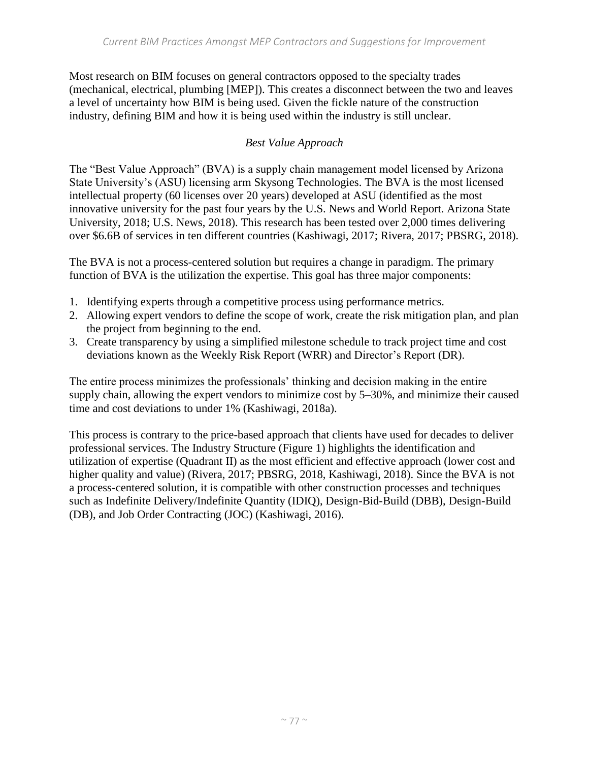Most research on BIM focuses on general contractors opposed to the specialty trades (mechanical, electrical, plumbing [MEP]). This creates a disconnect between the two and leaves a level of uncertainty how BIM is being used. Given the fickle nature of the construction industry, defining BIM and how it is being used within the industry is still unclear.

### *Best Value Approach*

The "Best Value Approach" (BVA) is a supply chain management model licensed by Arizona State University's (ASU) licensing arm Skysong Technologies. The BVA is the most licensed intellectual property (60 licenses over 20 years) developed at ASU (identified as the most innovative university for the past four years by the U.S. News and World Report. Arizona State University, 2018; U.S. News, 2018). This research has been tested over 2,000 times delivering over $6.6B of services in ten different countries (Kashiwagi, 2017; Rivera, 2017; PBSRG, 2018).

The BVA is not a process-centered solution but requires a change in paradigm. The primary function of BVA is the utilization the expertise. This goal has three major components:

1. Identifying experts through a competitive process using performance metrics.
2. Allowing expert vendors to define the scope of work, create the risk mitigation plan, and plan the project from beginning to the end.
3. Create transparency by using a simplified milestone schedule to track project time and cost deviations known as the Weekly Risk Report (WRR) and Director's Report (DR).

The entire process minimizes the professionals' thinking and decision making in the entire supply chain, allowing the expert vendors to minimize cost by 5–30%, and minimize their caused time and cost deviations to under 1% (Kashiwagi, 2018a).

This process is contrary to the price-based approach that clients have used for decades to deliver professional services. The Industry Structure (Figure 1) highlights the identification and utilization of expertise (Quadrant II) as the most efficient and effective approach (lower cost and higher quality and value) (Rivera, 2017; PBSRG, 2018, Kashiwagi, 2018). Since the BVA is not a process-centered solution, it is compatible with other construction processes and techniques such as Indefinite Delivery/Indefinite Quantity (IDIQ), Design-Bid-Build (DBB), Design-Build (DB), and Job Order Contracting (JOC) (Kashiwagi, 2016).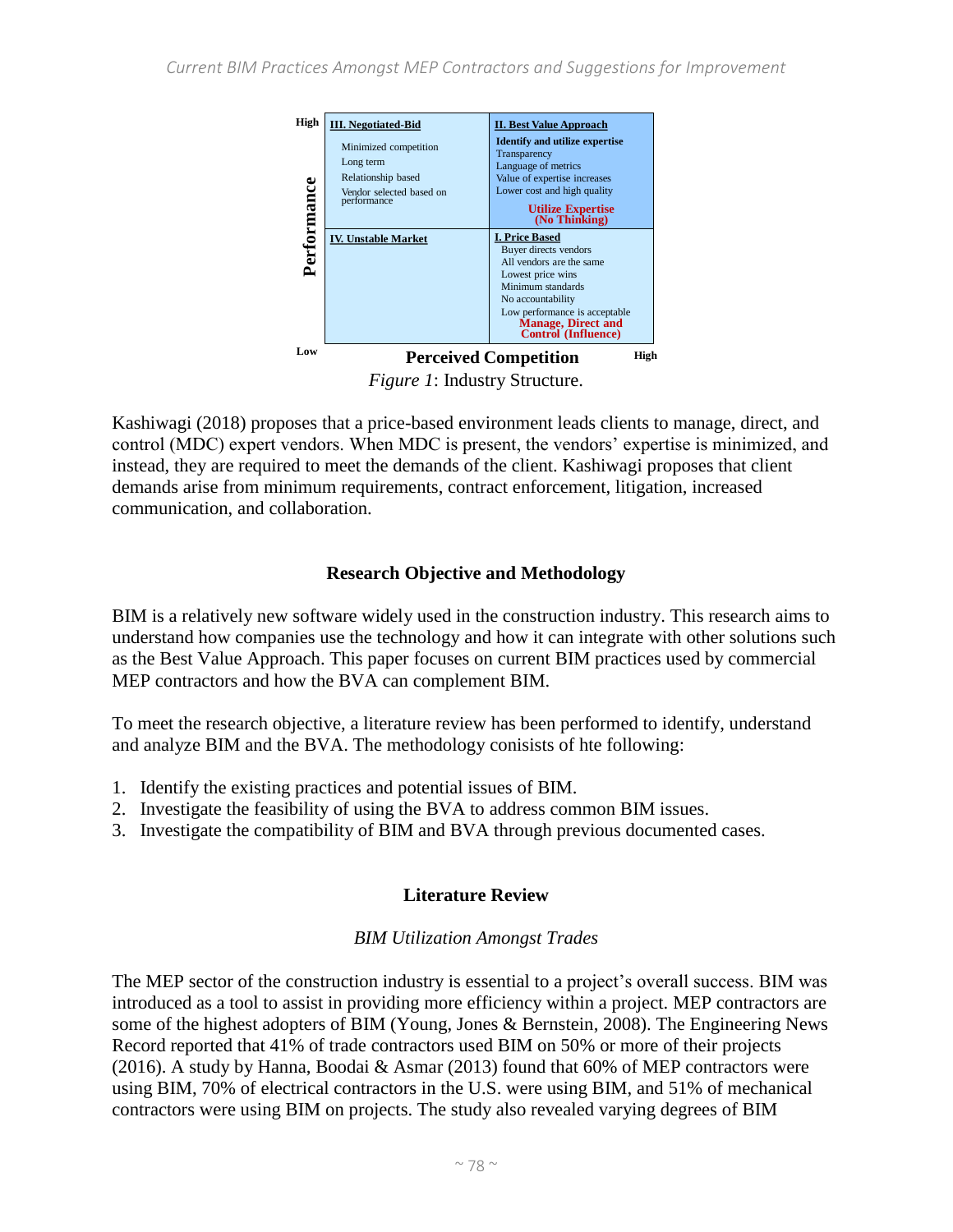| Performance | Low Perceived Competition | High Perceived Competition |
| --- | --- | --- |
| High | **III. Negotiated-Bid**<br>Minimized competition<br>Long term<br>Relationship based<br>Vendor selected based on performance | **II. Best Value Approach**<br>**Identify and utilize expertise**<br>Transparency<br>Language of metrics<br>Value of expertise increases<br>Lower cost and high quality<br>**Utilize Expertise (No Thinking)** |
| Low | **IV. Unstable Market** | **I. Price Based**<br>Buyer directs vendors<br>All vendors are the same<br>Lowest price wins<br>Minimum standards<br>No accountability<br>Low performance is acceptable<br>**Manage, Direct and Control (Influence)** |

*Figure 1*: Industry Structure.

Kashiwagi (2018) proposes that a price-based environment leads clients to manage, direct, and control (MDC) expert vendors. When MDC is present, the vendors' expertise is minimized, and instead, they are required to meet the demands of the client. Kashiwagi proposes that client demands arise from minimum requirements, contract enforcement, litigation, increased communication, and collaboration.

## Research Objective and Methodology

BIM is a relatively new software widely used in the construction industry. This research aims to understand how companies use the technology and how it can integrate with other solutions such as the Best Value Approach. This paper focuses on current BIM practices used by commercial MEP contractors and how the BVA can complement BIM.

To meet the research objective, a literature review has been performed to identify, understand and analyze BIM and the BVA. The methodology conisists of hte following:

1. Identify the existing practices and potential issues of BIM.
2. Investigate the feasibility of using the BVA to address common BIM issues.
3. Investigate the compatibility of BIM and BVA through previous documented cases.

## Literature Review

### *BIM Utilization Amongst Trades*

The MEP sector of the construction industry is essential to a project's overall success. BIM was introduced as a tool to assist in providing more efficiency within a project. MEP contractors are some of the highest adopters of BIM (Young, Jones & Bernstein, 2008). The Engineering News Record reported that 41% of trade contractors used BIM on 50% or more of their projects (2016). A study by Hanna, Boodai & Asmar (2013) found that 60% of MEP contractors were using BIM, 70% of electrical contractors in the U.S. were using BIM, and 51% of mechanical contractors were using BIM on projects. The study also revealed varying degrees of BIM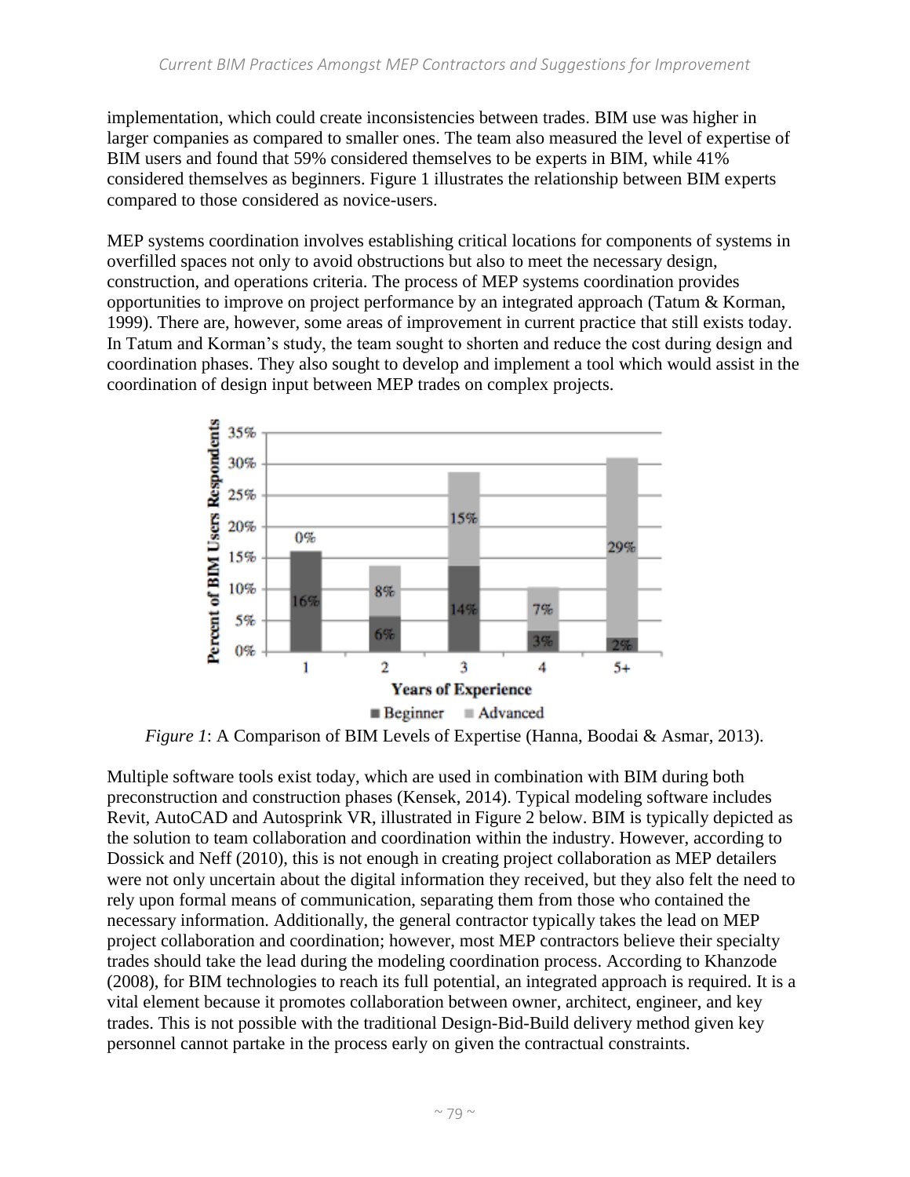implementation, which could create inconsistencies between trades. BIM use was higher in larger companies as compared to smaller ones. The team also measured the level of expertise of BIM users and found that 59% considered themselves to be experts in BIM, while 41% considered themselves as beginners. Figure 1 illustrates the relationship between BIM experts compared to those considered as novice-users.

MEP systems coordination involves establishing critical locations for components of systems in overfilled spaces not only to avoid obstructions but also to meet the necessary design, construction, and operations criteria. The process of MEP systems coordination provides opportunities to improve on project performance by an integrated approach (Tatum & Korman, 1999). There are, however, some areas of improvement in current practice that still exists today. In Tatum and Korman's study, the team sought to shorten and reduce the cost during design and coordination phases. They also sought to develop and implement a tool which would assist in the coordination of design input between MEP trades on complex projects.

*Figure 1*: A Comparison of BIM Levels of Expertise (Hanna, Boodai & Asmar, 2013).

Multiple software tools exist today, which are used in combination with BIM during both preconstruction and construction phases (Kensek, 2014). Typical modeling software includes Revit, AutoCAD and Autosprink VR, illustrated in Figure 2 below. BIM is typically depicted as the solution to team collaboration and coordination within the industry. However, according to Dossick and Neff (2010), this is not enough in creating project collaboration as MEP detailers were not only uncertain about the digital information they received, but they also felt the need to rely upon formal means of communication, separating them from those who contained the necessary information. Additionally, the general contractor typically takes the lead on MEP project collaboration and coordination; however, most MEP contractors believe their specialty trades should take the lead during the modeling coordination process. According to Khanzode (2008), for BIM technologies to reach its full potential, an integrated approach is required. It is a vital element because it promotes collaboration between owner, architect, engineer, and key trades. This is not possible with the traditional Design-Bid-Build delivery method given key personnel cannot partake in the process early on given the contractual constraints.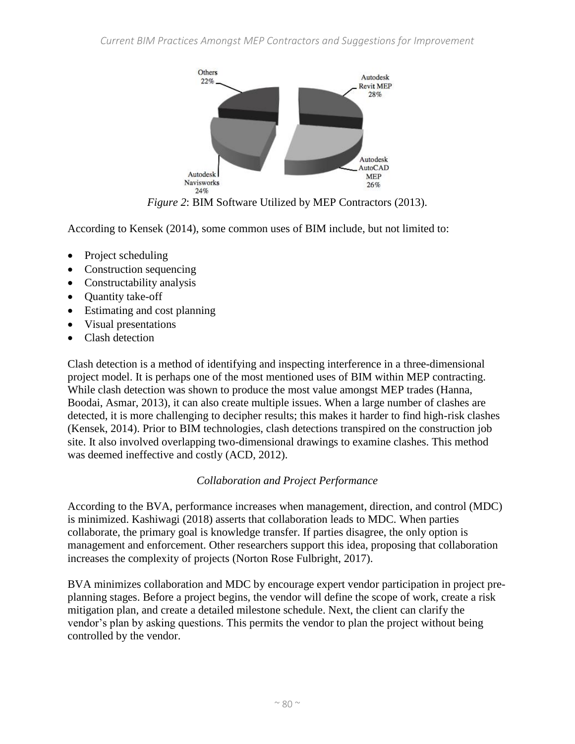*Figure 2*: BIM Software Utilized by MEP Contractors (2013).

According to Kensek (2014), some common uses of BIM include, but not limited to:

- Project scheduling
- Construction sequencing
- Constructability analysis
- Quantity take-off
- Estimating and cost planning
- Visual presentations
- Clash detection

Clash detection is a method of identifying and inspecting interference in a three-dimensional project model. It is perhaps one of the most mentioned uses of BIM within MEP contracting. While clash detection was shown to produce the most value amongst MEP trades (Hanna, Boodai, Asmar, 2013), it can also create multiple issues. When a large number of clashes are detected, it is more challenging to decipher results; this makes it harder to find high-risk clashes (Kensek, 2014). Prior to BIM technologies, clash detections transpired on the construction job site. It also involved overlapping two-dimensional drawings to examine clashes. This method was deemed ineffective and costly (ACD, 2012).

### *Collaboration and Project Performance*

According to the BVA, performance increases when management, direction, and control (MDC) is minimized. Kashiwagi (2018) asserts that collaboration leads to MDC. When parties collaborate, the primary goal is knowledge transfer. If parties disagree, the only option is management and enforcement. Other researchers support this idea, proposing that collaboration increases the complexity of projects (Norton Rose Fulbright, 2017).

BVA minimizes collaboration and MDC by encourage expert vendor participation in project pre-planning stages. Before a project begins, the vendor will define the scope of work, create a risk mitigation plan, and create a detailed milestone schedule. Next, the client can clarify the vendor's plan by asking questions. This permits the vendor to plan the project without being controlled by the vendor.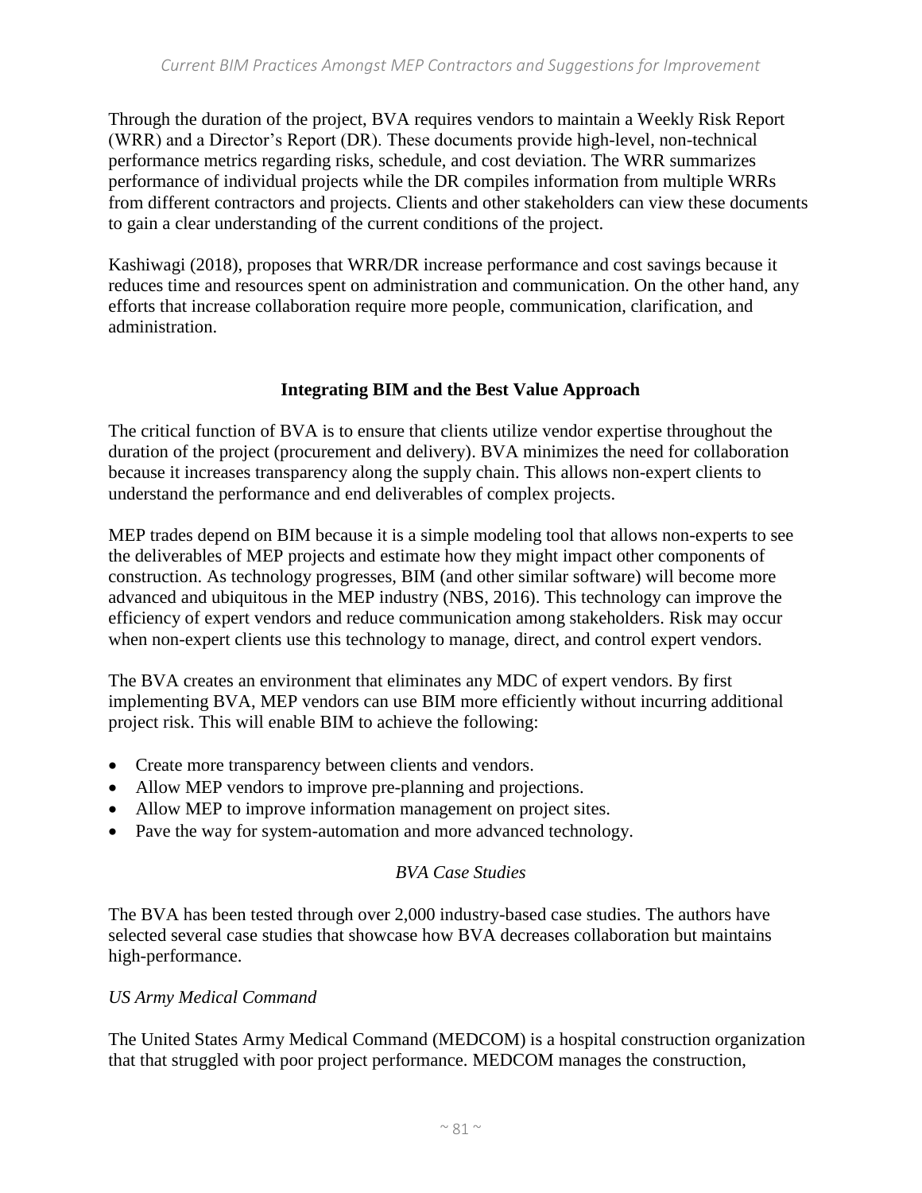Through the duration of the project, BVA requires vendors to maintain a Weekly Risk Report (WRR) and a Director's Report (DR). These documents provide high-level, non-technical performance metrics regarding risks, schedule, and cost deviation. The WRR summarizes performance of individual projects while the DR compiles information from multiple WRRs from different contractors and projects. Clients and other stakeholders can view these documents to gain a clear understanding of the current conditions of the project.

Kashiwagi (2018), proposes that WRR/DR increase performance and cost savings because it reduces time and resources spent on administration and communication. On the other hand, any efforts that increase collaboration require more people, communication, clarification, and administration.

## Integrating BIM and the Best Value Approach

The critical function of BVA is to ensure that clients utilize vendor expertise throughout the duration of the project (procurement and delivery). BVA minimizes the need for collaboration because it increases transparency along the supply chain. This allows non-expert clients to understand the performance and end deliverables of complex projects.

MEP trades depend on BIM because it is a simple modeling tool that allows non-experts to see the deliverables of MEP projects and estimate how they might impact other components of construction. As technology progresses, BIM (and other similar software) will become more advanced and ubiquitous in the MEP industry (NBS, 2016). This technology can improve the efficiency of expert vendors and reduce communication among stakeholders. Risk may occur when non-expert clients use this technology to manage, direct, and control expert vendors.

The BVA creates an environment that eliminates any MDC of expert vendors. By first implementing BVA, MEP vendors can use BIM more efficiently without incurring additional project risk. This will enable BIM to achieve the following:

- Create more transparency between clients and vendors.
- Allow MEP vendors to improve pre-planning and projections.
- Allow MEP to improve information management on project sites.
- Pave the way for system-automation and more advanced technology.

### *BVA Case Studies*

The BVA has been tested through over 2,000 industry-based case studies. The authors have selected several case studies that showcase how BVA decreases collaboration but maintains high-performance.

#### *US Army Medical Command*

The United States Army Medical Command (MEDCOM) is a hospital construction organization that that struggled with poor project performance. MEDCOM manages the construction,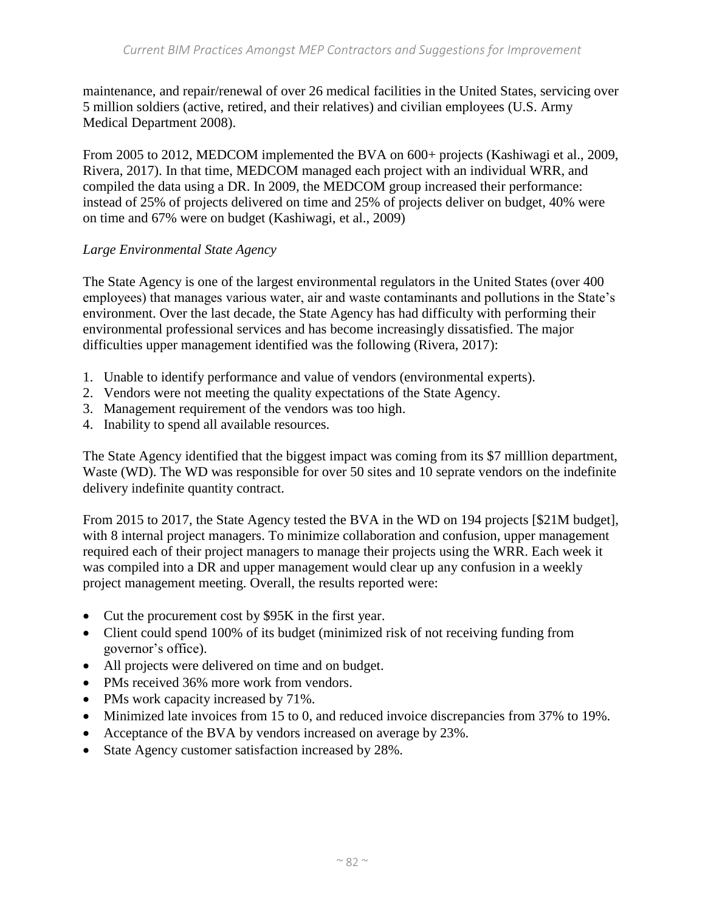maintenance, and repair/renewal of over 26 medical facilities in the United States, servicing over 5 million soldiers (active, retired, and their relatives) and civilian employees (U.S. Army Medical Department 2008).

From 2005 to 2012, MEDCOM implemented the BVA on 600+ projects (Kashiwagi et al., 2009, Rivera, 2017). In that time, MEDCOM managed each project with an individual WRR, and compiled the data using a DR. In 2009, the MEDCOM group increased their performance: instead of 25% of projects delivered on time and 25% of projects deliver on budget, 40% were on time and 67% were on budget (Kashiwagi, et al., 2009)

*Large Environmental State Agency*

The State Agency is one of the largest environmental regulators in the United States (over 400 employees) that manages various water, air and waste contaminants and pollutions in the State's environment. Over the last decade, the State Agency has had difficulty with performing their environmental professional services and has become increasingly dissatisfied. The major difficulties upper management identified was the following (Rivera, 2017):

1. Unable to identify performance and value of vendors (environmental experts).
2. Vendors were not meeting the quality expectations of the State Agency.
3. Management requirement of the vendors was too high.
4. Inability to spend all available resources.

The State Agency identified that the biggest impact was coming from its $7 milllion department, Waste (WD). The WD was responsible for over 50 sites and 10 seprate vendors on the indefinite delivery indefinite quantity contract.

From 2015 to 2017, the State Agency tested the BVA in the WD on 194 projects [$21M budget], with 8 internal project managers. To minimize collaboration and confusion, upper management required each of their project managers to manage their projects using the WRR. Each week it was compiled into a DR and upper management would clear up any confusion in a weekly project management meeting. Overall, the results reported were:

- Cut the procurement cost by $95K in the first year.
- Client could spend 100% of its budget (minimized risk of not receiving funding from governor's office).
- All projects were delivered on time and on budget.
- PMs received 36% more work from vendors.
- PMs work capacity increased by 71%.
- Minimized late invoices from 15 to 0, and reduced invoice discrepancies from 37% to 19%.
- Acceptance of the BVA by vendors increased on average by 23%.
- State Agency customer satisfaction increased by 28%.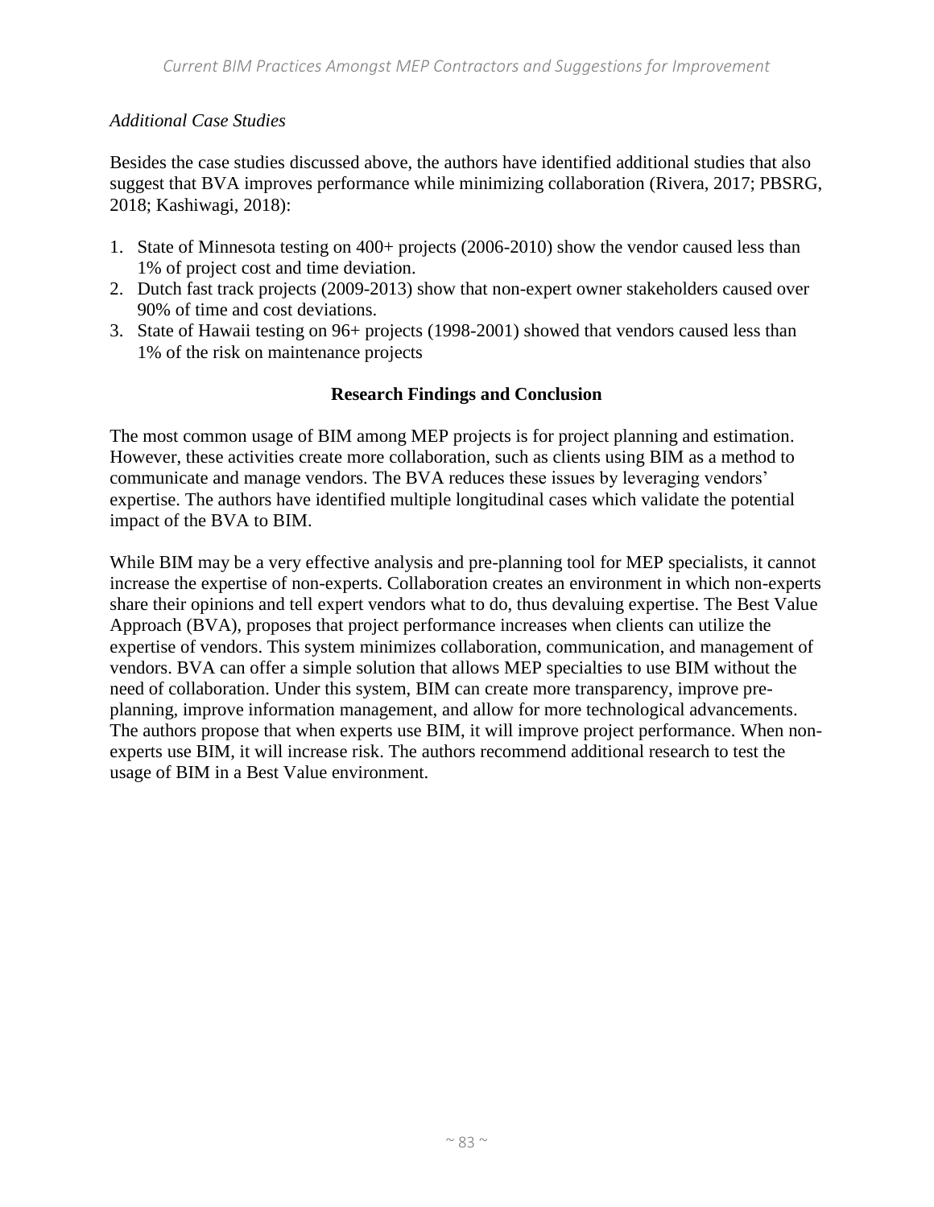*Additional Case Studies*

Besides the case studies discussed above, the authors have identified additional studies that also suggest that BVA improves performance while minimizing collaboration (Rivera, 2017; PBSRG, 2018; Kashiwagi, 2018):

1. State of Minnesota testing on 400+ projects (2006-2010) show the vendor caused less than 1% of project cost and time deviation.
2. Dutch fast track projects (2009-2013) show that non-expert owner stakeholders caused over 90% of time and cost deviations.
3. State of Hawaii testing on 96+ projects (1998-2001) showed that vendors caused less than 1% of the risk on maintenance projects

## Research Findings and Conclusion

The most common usage of BIM among MEP projects is for project planning and estimation. However, these activities create more collaboration, such as clients using BIM as a method to communicate and manage vendors. The BVA reduces these issues by leveraging vendors' expertise. The authors have identified multiple longitudinal cases which validate the potential impact of the BVA to BIM.

While BIM may be a very effective analysis and pre-planning tool for MEP specialists, it cannot increase the expertise of non-experts. Collaboration creates an environment in which non-experts share their opinions and tell expert vendors what to do, thus devaluing expertise. The Best Value Approach (BVA), proposes that project performance increases when clients can utilize the expertise of vendors. This system minimizes collaboration, communication, and management of vendors. BVA can offer a simple solution that allows MEP specialties to use BIM without the need of collaboration. Under this system, BIM can create more transparency, improve pre-planning, improve information management, and allow for more technological advancements. The authors propose that when experts use BIM, it will improve project performance. When non-experts use BIM, it will increase risk. The authors recommend additional research to test the usage of BIM in a Best Value environment.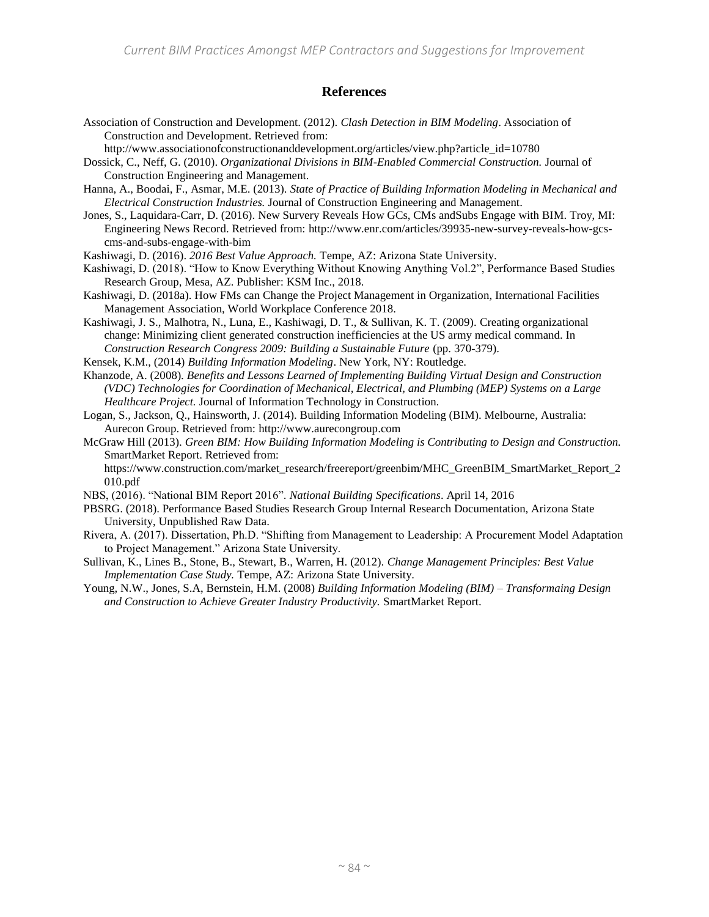## References

Association of Construction and Development. (2012). *Clash Detection in BIM Modeling*. Association of Construction and Development. Retrieved from: http://www.associationofconstructionanddevelopment.org/articles/view.php?article_id=10780

Dossick, C., Neff, G. (2010). *Organizational Divisions in BIM-Enabled Commercial Construction.* Journal of Construction Engineering and Management.

Hanna, A., Boodai, F., Asmar, M.E. (2013). *State of Practice of Building Information Modeling in Mechanical and Electrical Construction Industries.* Journal of Construction Engineering and Management.

Jones, S., Laquidara-Carr, D. (2016). New Survery Reveals How GCs, CMs andSubs Engage with BIM. Troy, MI: Engineering News Record. Retrieved from: http://www.enr.com/articles/39935-new-survey-reveals-how-gcs-cms-and-subs-engage-with-bim

Kashiwagi, D. (2016). *2016 Best Value Approach.* Tempe, AZ: Arizona State University.

Kashiwagi, D. (2018). "How to Know Everything Without Knowing Anything Vol.2", Performance Based Studies Research Group, Mesa, AZ. Publisher: KSM Inc., 2018.

Kashiwagi, D. (2018a). How FMs can Change the Project Management in Organization, International Facilities Management Association, World Workplace Conference 2018.

Kashiwagi, J. S., Malhotra, N., Luna, E., Kashiwagi, D. T., & Sullivan, K. T. (2009). Creating organizational change: Minimizing client generated construction inefficiencies at the US army medical command. In *Construction Research Congress 2009: Building a Sustainable Future* (pp. 370-379).

Kensek, K.M., (2014) *Building Information Modeling*. New York, NY: Routledge.

Khanzode, A. (2008). *Benefits and Lessons Learned of Implementing Building Virtual Design and Construction (VDC) Technologies for Coordination of Mechanical, Electrical, and Plumbing (MEP) Systems on a Large Healthcare Project.* Journal of Information Technology in Construction.

Logan, S., Jackson, Q., Hainsworth, J. (2014). Building Information Modeling (BIM). Melbourne, Australia: Aurecon Group. Retrieved from: http://www.aurecongroup.com

McGraw Hill (2013). *Green BIM: How Building Information Modeling is Contributing to Design and Construction.* SmartMarket Report. Retrieved from: https://www.construction.com/market_research/freereport/greenbim/MHC_GreenBIM_SmartMarket_Report_2010.pdf

NBS, (2016). "National BIM Report 2016". *National Building Specifications*. April 14, 2016

PBSRG. (2018). Performance Based Studies Research Group Internal Research Documentation, Arizona State University, Unpublished Raw Data.

Rivera, A. (2017). Dissertation, Ph.D. "Shifting from Management to Leadership: A Procurement Model Adaptation to Project Management." Arizona State University.

Sullivan, K., Lines B., Stone, B., Stewart, B., Warren, H. (2012). *Change Management Principles: Best Value Implementation Case Study.* Tempe, AZ: Arizona State University.

Young, N.W., Jones, S.A, Bernstein, H.M. (2008) *Building Information Modeling (BIM) – Transformaing Design and Construction to Achieve Greater Industry Productivity.* SmartMarket Report.